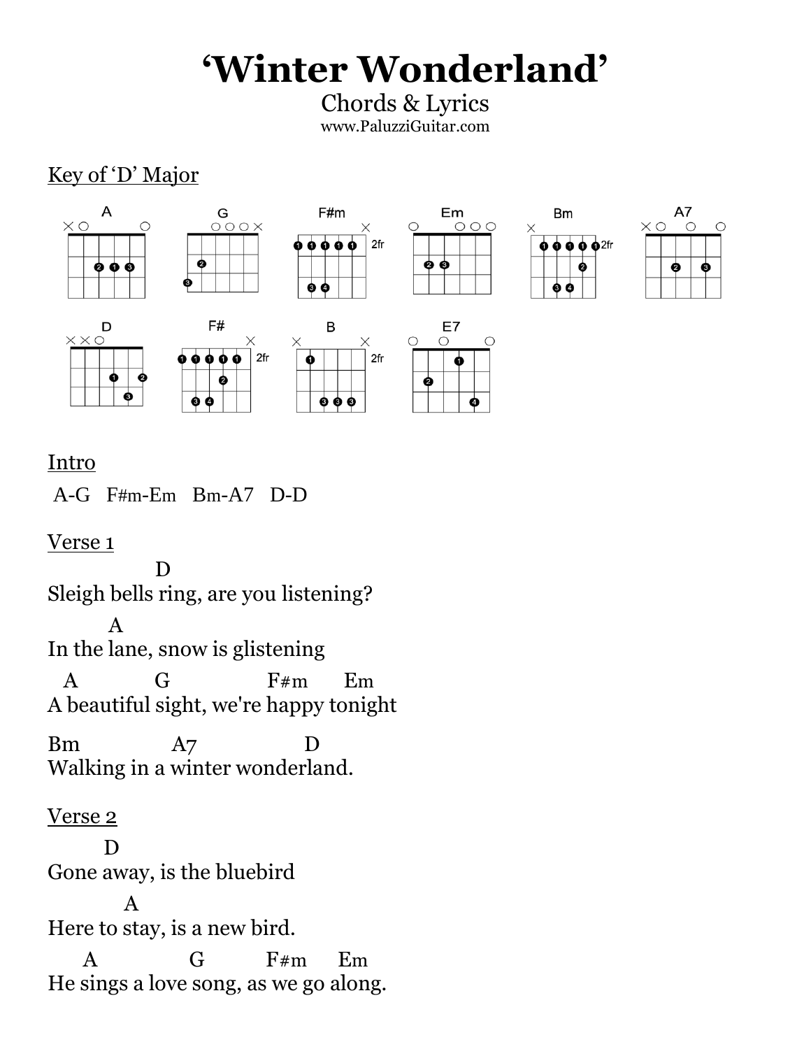# 'Winter Wonderland'

Chords & Lyrics

www.PaluzziGuitar.com

## Key of 'D' Major

A    G    F#m    Em    Bm    A7

D    F#    B    E7

## Intro

A-G   F#m-Em   Bm-A7   D-D

## Verse 1

```
                D
Sleigh bells ring, are you listening?
         A
In the lane, snow is glistening
  A           G             F#m      Em
A beautiful sight, we're happy tonight
Bm              A7                D
Walking in a winter wonderland.
```

## Verse 2

```
        D
Gone away, is the bluebird
            A
Here to stay, is a new bird.
     A              G          F#m      Em
He sings a love song, as we go along.
```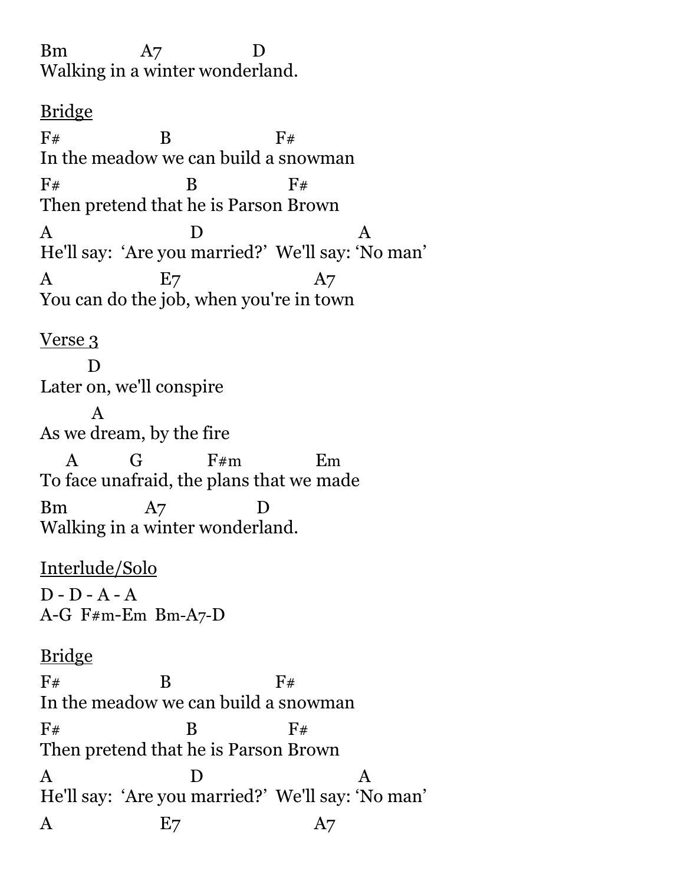```
Bm              A7                D
Walking in a winter wonderland.
```

Bridge

```
F#                 B                   F#
In the meadow we can build a snowman
F#                    B                F#
Then pretend that he is Parson Brown
A                       D                          A
He'll say:  'Are you married?'  We'll say: 'No man'
A                  E7                      A7
You can do the job, when you're in town
```

Verse 3

```
       D
Later on, we'll conspire
        A
As we dream, by the fire
    A          G             F#m              Em
To face unafraid, the plans that we made
Bm               A7                D
Walking in a winter wonderland.
```

Interlude/Solo

```
D - D - A - A
A-G  F#m-Em  Bm-A7-D
```

Bridge

```
F#                 B                   F#
In the meadow we can build a snowman
F#                    B                F#
Then pretend that he is Parson Brown
A                       D                          A
He'll say:  'Are you married?'  We'll say: 'No man'
A                  E7                      A7
```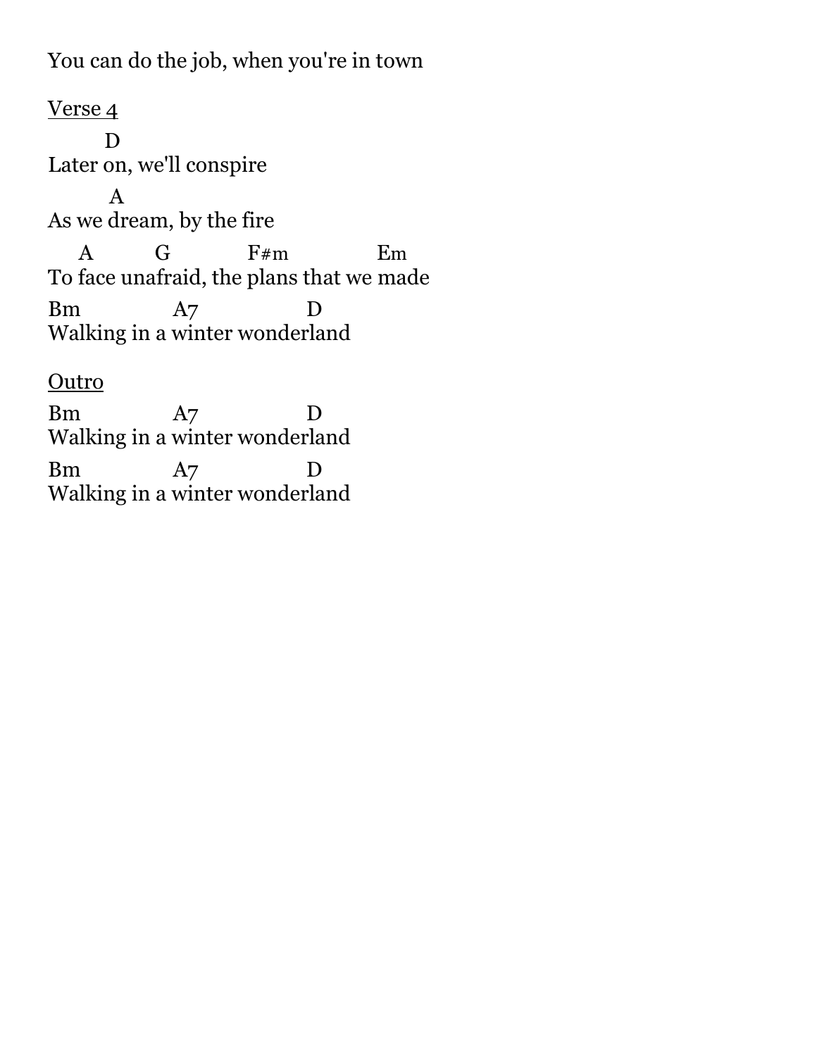You can do the job, when you're in town

Verse 4

```
        D
Later on, we'll conspire
         A
As we dream, by the fire
    A          G             F#m              Em
To face unafraid, the plans that we made
Bm             A7                D
Walking in a winter wonderland
```

Outro

```
Bm             A7                D
Walking in a winter wonderland
Bm             A7                D
Walking in a winter wonderland
```